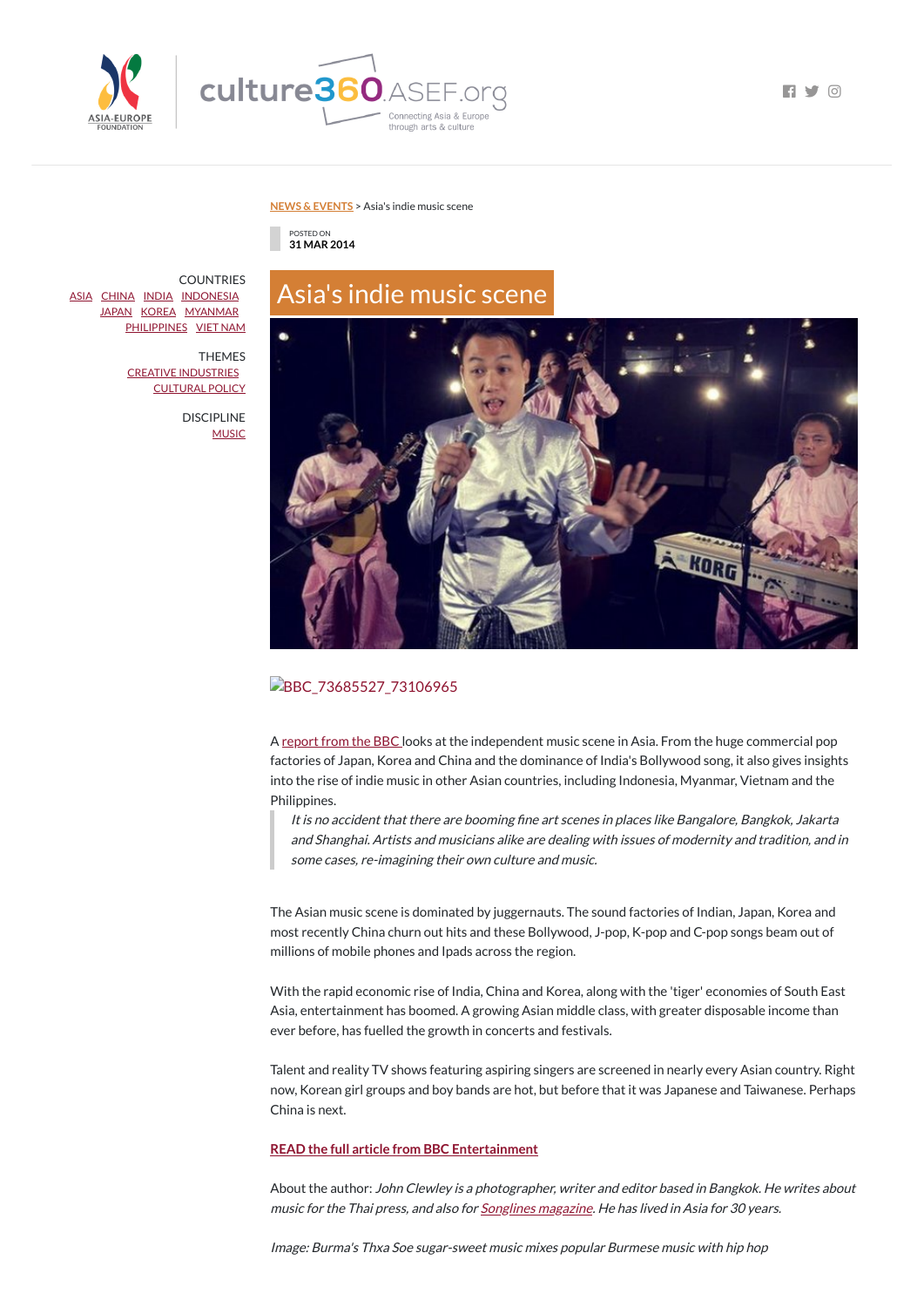NEWS & EVENTS > Asia's indie music scene

POSTED ON
31 MAR 2014

COUNTRIES
ASIA CHINA INDIA INDONESIA
JAPAN KOREA MYANMAR
PHILIPPINES VIET NAM

THEMES
CREATIVE INDUSTRIES
CULTURAL POLICY

DISCIPLINE
MUSIC

# Asia's indie music scene

BBC_73685527_73106965

A report from the BBC looks at the independent music scene in Asia. From the huge commercial pop factories of Japan, Korea and China and the dominance of India's Bollywood song, it also gives insights into the rise of indie music in other Asian countries, including Indonesia, Myanmar, Vietnam and the Philippines.

> *It is no accident that there are booming fine art scenes in places like Bangalore, Bangkok, Jakarta and Shanghai. Artists and musicians alike are dealing with issues of modernity and tradition, and in some cases, re-imagining their own culture and music.*

The Asian music scene is dominated by juggernauts. The sound factories of Indian, Japan, Korea and most recently China churn out hits and these Bollywood, J-pop, K-pop and C-pop songs beam out of millions of mobile phones and Ipads across the region.

With the rapid economic rise of India, China and Korea, along with the 'tiger' economies of South East Asia, entertainment has boomed. A growing Asian middle class, with greater disposable income than ever before, has fuelled the growth in concerts and festivals.

Talent and reality TV shows featuring aspiring singers are screened in nearly every Asian country. Right now, Korean girl groups and boy bands are hot, but before that it was Japanese and Taiwanese. Perhaps China is next.

**READ the full article from BBC Entertainment**

About the author: *John Clewley is a photographer, writer and editor based in Bangkok. He writes about music for the Thai press, and also for Songlines magazine. He has lived in Asia for 30 years.*

*Image: Burma's Thxa Soe sugar-sweet music mixes popular Burmese music with hip hop*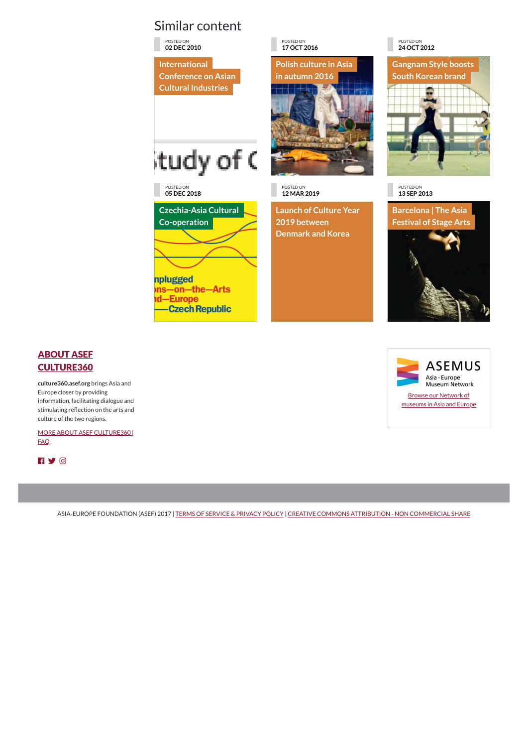## Similar content

POSTED ON
02 DEC 2010

International Conference on Asian Cultural Industries

POSTED ON
17 OCT 2016

Polish culture in Asia in autumn 2016

POSTED ON
24 OCT 2012

Gangnam Style boosts South Korean brand

POSTED ON
05 DEC 2018

Czechia-Asia Cultural Co-operation

POSTED ON
12 MAR 2019

Launch of Culture Year 2019 between Denmark and Korea

POSTED ON
13 SEP 2013

Barcelona | The Asia Festival of Stage Arts

## ABOUT ASEF CULTURE360

**culture360.asef.org** brings Asia and Europe closer by providing information, facilitating dialogue and stimulating reflection on the arts and culture of the two regions.

MORE ABOUT ASEF CULTURE360 | FAQ

ASEMUS
Asia - Europe Museum Network

Browse our Network of museums in Asia and Europe

ASIA-EUROPE FOUNDATION (ASEF) 2017 | TERMS OF SERVICE & PRIVACY POLICY | CREATIVE COMMONS ATTRIBUTION - NON COMMERCIAL SHARE